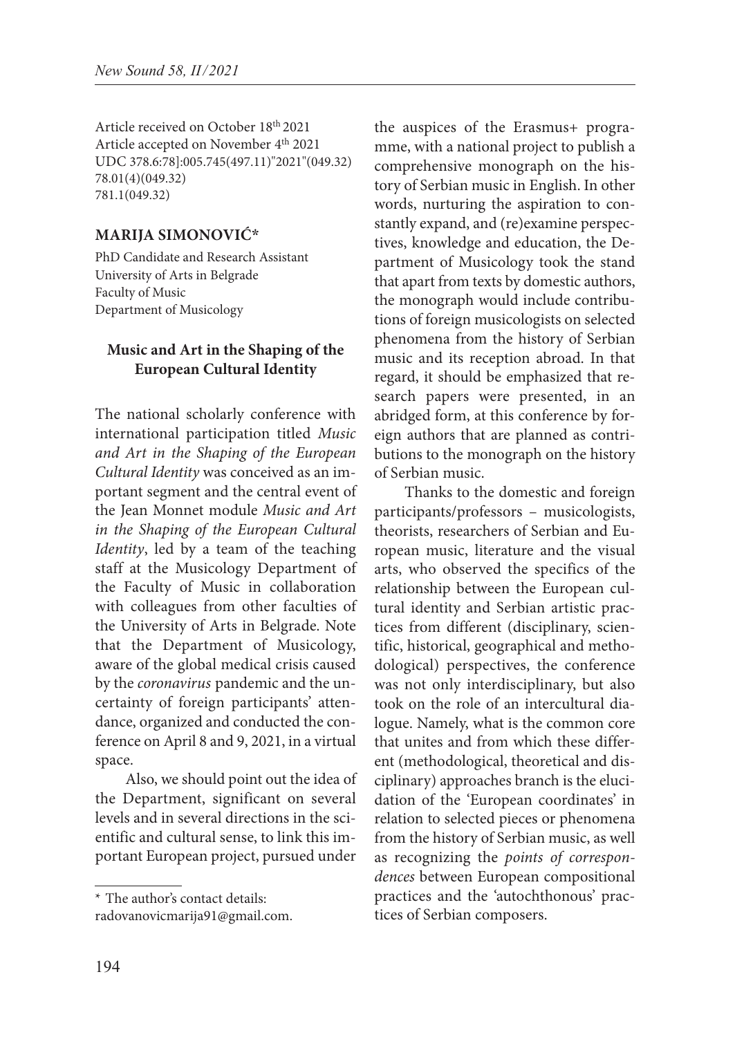Article received on October 18th 2021
Article accepted on November 4th 2021
UDC 378.6:78]:005.745(497.11)"2021"(049.32)
78.01(4)(049.32)
781.1(049.32)

**MARIJA SIMONOVIĆ***

PhD Candidate and Research Assistant
University of Arts in Belgrade
Faculty of Music
Department of Musicology

**Music and Art in the Shaping of the European Cultural Identity**

The national scholarly conference with international participation titled *Music and Art in the Shaping of the European Cultural Identity* was conceived as an important segment and the central event of the Jean Monnet module *Music and Art in the Shaping of the European Cultural Identity*, led by a team of the teaching staff at the Musicology Department of the Faculty of Music in collaboration with colleagues from other faculties of the University of Arts in Belgrade. Note that the Department of Musicology, aware of the global medical crisis caused by the *coronavirus* pandemic and the uncertainty of foreign participants' attendance, organized and conducted the conference on April 8 and 9, 2021, in a virtual space.

Also, we should point out the idea of the Department, significant on several levels and in several directions in the scientific and cultural sense, to link this important European project, pursued under the auspices of the Erasmus+ programme, with a national project to publish a comprehensive monograph on the history of Serbian music in English. In other words, nurturing the aspiration to constantly expand, and (re)examine perspectives, knowledge and education, the Department of Musicology took the stand that apart from texts by domestic authors, the monograph would include contributions of foreign musicologists on selected phenomena from the history of Serbian music and its reception abroad. In that regard, it should be emphasized that research papers were presented, in an abridged form, at this conference by foreign authors that are planned as contributions to the monograph on the history of Serbian music.

Thanks to the domestic and foreign participants/professors – musicologists, theorists, researchers of Serbian and European music, literature and the visual arts, who observed the specifics of the relationship between the European cultural identity and Serbian artistic practices from different (disciplinary, scientific, historical, geographical and methodological) perspectives, the conference was not only interdisciplinary, but also took on the role of an intercultural dialogue. Namely, what is the common core that unites and from which these different (methodological, theoretical and disciplinary) approaches branch is the elucidation of the 'European coordinates' in relation to selected pieces or phenomena from the history of Serbian music, as well as recognizing the *points of correspondences* between European compositional practices and the 'autochthonous' practices of Serbian composers.

---

* The author's contact details: radovanovicmarija91@gmail.com.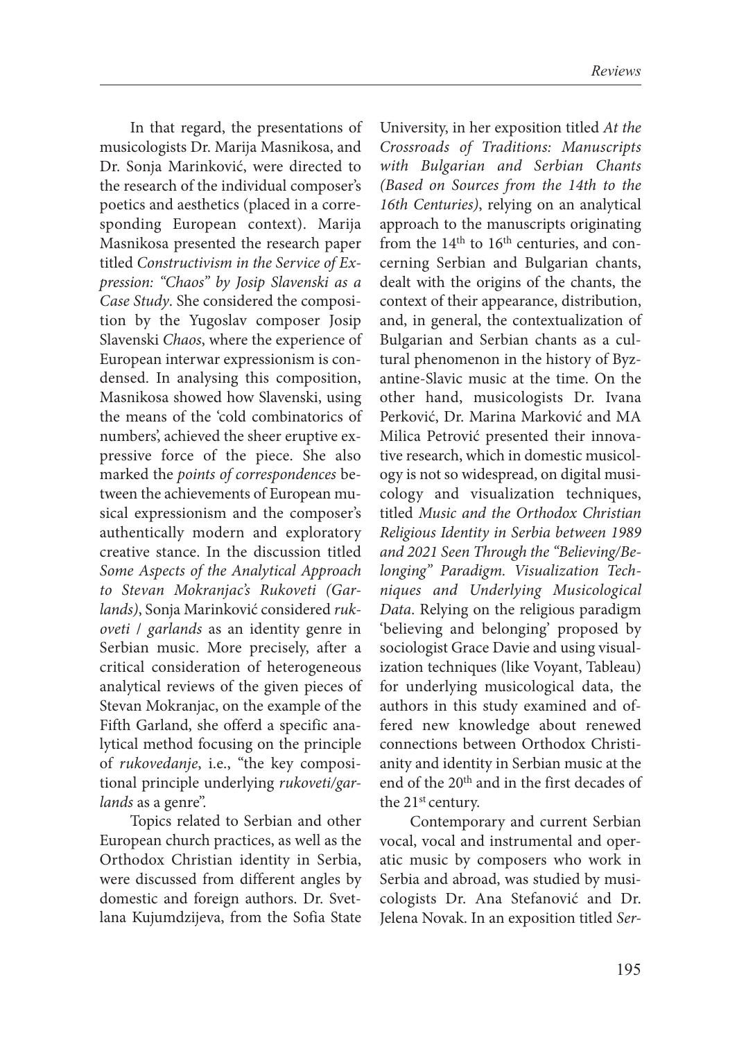In that regard, the presentations of musicologists Dr. Marija Masnikosa, and Dr. Sonja Marinković, were directed to the research of the individual composer's poetics and aesthetics (placed in a corresponding European context). Marija Masnikosa presented the research paper titled *Constructivism in the Service of Expression: "Chaos" by Josip Slavenski as a Case Study*. She considered the composition by the Yugoslav composer Josip Slavenski *Chaos*, where the experience of European interwar expressionism is condensed. In analysing this composition, Masnikosa showed how Slavenski, using the means of the 'cold combinatorics of numbers', achieved the sheer eruptive expressive force of the piece. She also marked the *points of correspondences* between the achievements of European musical expressionism and the composer's authentically modern and exploratory creative stance. In the discussion titled *Some Aspects of the Analytical Approach to Stevan Mokranjac's Rukoveti (Garlands)*, Sonja Marinković considered *rukoveti / garlands* as an identity genre in Serbian music. More precisely, after a critical consideration of heterogeneous analytical reviews of the given pieces of Stevan Mokranjac, on the example of the Fifth Garland, she offerd a specific analytical method focusing on the principle of *rukovedanje*, i.e., "the key compositional principle underlying *rukoveti/garlands* as a genre".

Topics related to Serbian and other European church practices, as well as the Orthodox Christian identity in Serbia, were discussed from different angles by domestic and foreign authors. Dr. Svetlana Kujumdzijeva, from the Sofia State University, in her exposition titled *At the Crossroads of Traditions: Manuscripts with Bulgarian and Serbian Chants (Based on Sources from the 14th to the 16th Centuries)*, relying on an analytical approach to the manuscripts originating from the 14th to 16th centuries, and concerning Serbian and Bulgarian chants, dealt with the origins of the chants, the context of their appearance, distribution, and, in general, the contextualization of Bulgarian and Serbian chants as a cultural phenomenon in the history of Byzantine-Slavic music at the time. On the other hand, musicologists Dr. Ivana Perković, Dr. Marina Marković and MA Milica Petrović presented their innovative research, which in domestic musicology is not so widespread, on digital musicology and visualization techniques, titled *Music and the Orthodox Christian Religious Identity in Serbia between 1989 and 2021 Seen Through the "Believing/Belonging" Paradigm. Visualization Techniques and Underlying Musicological Data*. Relying on the religious paradigm 'believing and belonging' proposed by sociologist Grace Davie and using visualization techniques (like Voyant, Tableau) for underlying musicological data, the authors in this study examined and offered new knowledge about renewed connections between Orthodox Christianity and identity in Serbian music at the end of the 20th and in the first decades of the 21st century.

Contemporary and current Serbian vocal, vocal and instrumental and operatic music by composers who work in Serbia and abroad, was studied by musicologists Dr. Ana Stefanović and Dr. Jelena Novak. In an exposition titled *Ser-*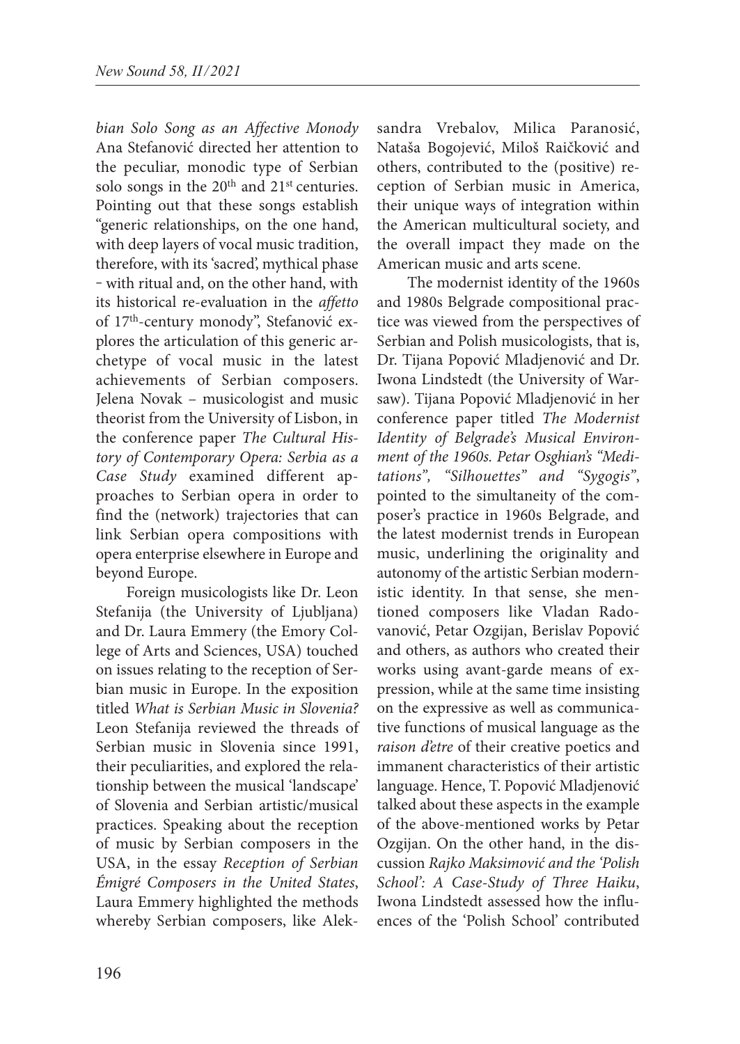*bian Solo Song as an Affective Monody* Ana Stefanović directed her attention to the peculiar, monodic type of Serbian solo songs in the 20th and 21st centuries. Pointing out that these songs establish "generic relationships, on the one hand, with deep layers of vocal music tradition, therefore, with its 'sacred', mythical phase – with ritual and, on the other hand, with its historical re-evaluation in the *affetto* of 17th-century monody", Stefanović explores the articulation of this generic archetype of vocal music in the latest achievements of Serbian composers. Jelena Novak – musicologist and music theorist from the University of Lisbon, in the conference paper *The Cultural History of Contemporary Opera: Serbia as a Case Study* examined different approaches to Serbian opera in order to find the (network) trajectories that can link Serbian opera compositions with opera enterprise elsewhere in Europe and beyond Europe.

Foreign musicologists like Dr. Leon Stefanija (the University of Ljubljana) and Dr. Laura Emmery (the Emory College of Arts and Sciences, USA) touched on issues relating to the reception of Serbian music in Europe. In the exposition titled *What is Serbian Music in Slovenia?* Leon Stefanija reviewed the threads of Serbian music in Slovenia since 1991, their peculiarities, and explored the relationship between the musical 'landscape' of Slovenia and Serbian artistic/musical practices. Speaking about the reception of music by Serbian composers in the USA, in the essay *Reception of Serbian Émigré Composers in the United States*, Laura Emmery highlighted the methods whereby Serbian composers, like Aleksandra Vrebalov, Milica Paranosić, Nataša Bogojević, Miloš Raičković and others, contributed to the (positive) reception of Serbian music in America, their unique ways of integration within the American multicultural society, and the overall impact they made on the American music and arts scene.

The modernist identity of the 1960s and 1980s Belgrade compositional practice was viewed from the perspectives of Serbian and Polish musicologists, that is, Dr. Tijana Popović Mladjenović and Dr. Iwona Lindstedt (the University of Warsaw). Tijana Popović Mladjenović in her conference paper titled *The Modernist Identity of Belgrade's Musical Environment of the 1960s. Petar Osghian's "Meditations", "Silhouettes" and "Sygogis"*, pointed to the simultaneity of the composer's practice in 1960s Belgrade, and the latest modernist trends in European music, underlining the originality and autonomy of the artistic Serbian modernistic identity. In that sense, she mentioned composers like Vladan Radovanović, Petar Ozgijan, Berislav Popović and others, as authors who created their works using avant-garde means of expression, while at the same time insisting on the expressive as well as communicative functions of musical language as the *raison d'etre* of their creative poetics and immanent characteristics of their artistic language. Hence, T. Popović Mladjenović talked about these aspects in the example of the above-mentioned works by Petar Ozgijan. On the other hand, in the discussion *Rajko Maksimović and the 'Polish School': A Case-Study of Three Haiku*, Iwona Lindstedt assessed how the influences of the 'Polish School' contributed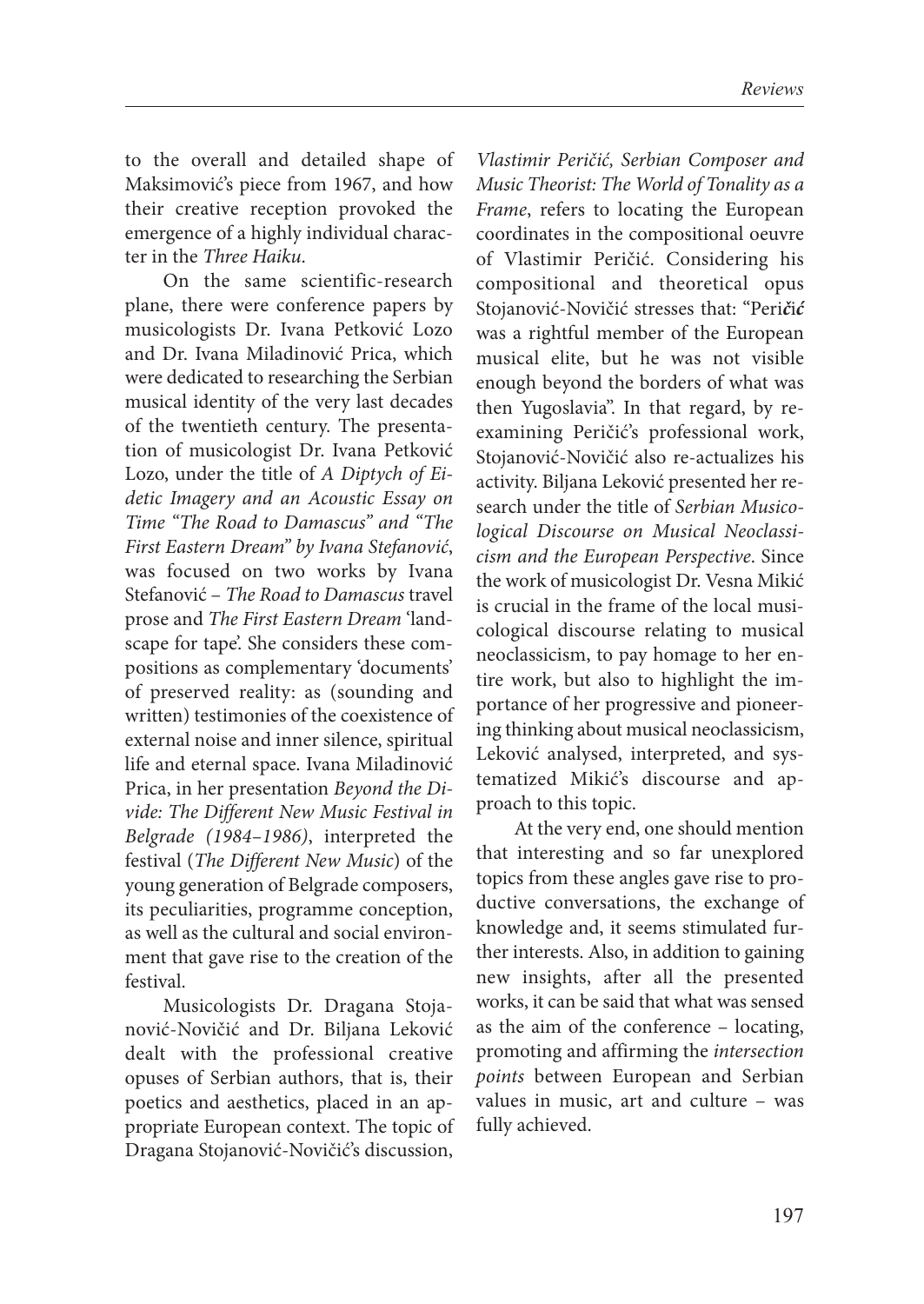to the overall and detailed shape of Maksimović's piece from 1967, and how their creative reception provoked the emergence of a highly individual character in the *Three Haiku*.

On the same scientific-research plane, there were conference papers by musicologists Dr. Ivana Petković Lozo and Dr. Ivana Miladinović Prica, which were dedicated to researching the Serbian musical identity of the very last decades of the twentieth century. The presentation of musicologist Dr. Ivana Petković Lozo, under the title of *A Diptych of Eidetic Imagery and an Acoustic Essay on Time "The Road to Damascus" and "The First Eastern Dream" by Ivana Stefanović*, was focused on two works by Ivana Stefanović – *The Road to Damascus* travel prose and *The First Eastern Dream* 'landscape for tape'. She considers these compositions as complementary 'documents' of preserved reality: as (sounding and written) testimonies of the coexistence of external noise and inner silence, spiritual life and eternal space. Ivana Miladinović Prica, in her presentation *Beyond the Divide: The Different New Music Festival in Belgrade (1984–1986)*, interpreted the festival (*The Different New Music*) of the young generation of Belgrade composers, its peculiarities, programme conception, as well as the cultural and social environment that gave rise to the creation of the festival.

Musicologists Dr. Dragana Stojanović-Novičić and Dr. Biljana Leković dealt with the professional creative opuses of Serbian authors, that is, their poetics and aesthetics, placed in an appropriate European context. The topic of Dragana Stojanović-Novičić's discussion, *Vlastimir Peričić, Serbian Composer and Music Theorist: The World of Tonality as a Frame*, refers to locating the European coordinates in the compositional oeuvre of Vlastimir Peričić. Considering his compositional and theoretical opus Stojanović-Novičić stresses that: "Peri***čić*** was a rightful member of the European musical elite, but he was not visible enough beyond the borders of what was then Yugoslavia". In that regard, by re-examining Peričić's professional work, Stojanović-Novičić also re-actualizes his activity. Biljana Leković presented her research under the title of *Serbian Musicological Discourse on Musical Neoclassicism and the European Perspective*. Since the work of musicologist Dr. Vesna Mikić is crucial in the frame of the local musicological discourse relating to musical neoclassicism, to pay homage to her entire work, but also to highlight the importance of her progressive and pioneering thinking about musical neoclassicism, Leković analysed, interpreted, and systematized Mikić's discourse and approach to this topic.

At the very end, one should mention that interesting and so far unexplored topics from these angles gave rise to productive conversations, the exchange of knowledge and, it seems stimulated further interests. Also, in addition to gaining new insights, after all the presented works, it can be said that what was sensed as the aim of the conference – locating, promoting and affirming the *intersection points* between European and Serbian values in music, art and culture – was fully achieved.